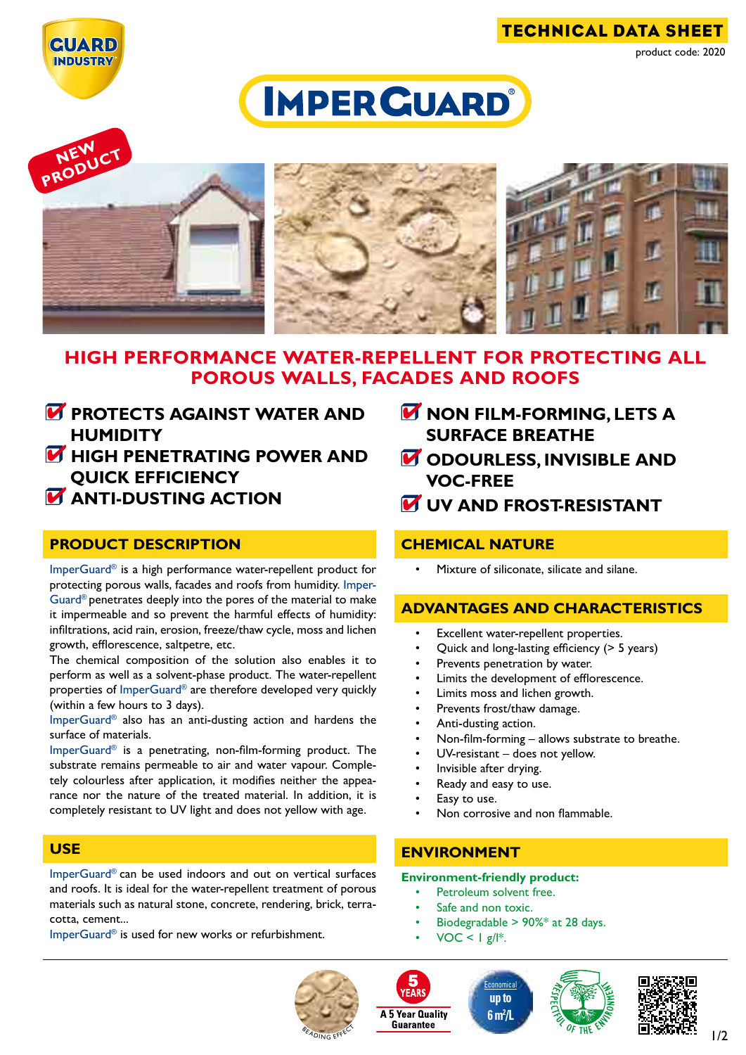**TECHNICAL DATA SHEET**

product code: 2020

# IMPERGUARD®

NEW PRODUCT

## HIGH PERFORMANCE WATER-REPELLENT FOR PROTECTING ALL POROUS WALLS, FACADES AND ROOFS

- **PROTECTS AGAINST WATER AND HUMIDITY**
- **HIGH PENETRATING POWER AND QUICK EFFICIENCY**
- **ANTI-DUSTING ACTION**
- **NON FILM-FORMING, LETS A SURFACE BREATHE**
- **ODOURLESS, INVISIBLE AND VOC-FREE**
- **UV AND FROST-RESISTANT**

## PRODUCT DESCRIPTION

ImperGuard® is a high performance water-repellent product for protecting porous walls, facades and roofs from humidity. ImperGuard® penetrates deeply into the pores of the material to make it impermeable and so prevent the harmful effects of humidity: infiltrations, acid rain, erosion, freeze/thaw cycle, moss and lichen growth, efflorescence, saltpetre, etc.

The chemical composition of the solution also enables it to perform as well as a solvent-phase product. The water-repellent properties of ImperGuard® are therefore developed very quickly (within a few hours to 3 days).

ImperGuard® also has an anti-dusting action and hardens the surface of materials.

ImperGuard® is a penetrating, non-film-forming product. The substrate remains permeable to air and water vapour. Completely colourless after application, it modifies neither the appearance nor the nature of the treated material. In addition, it is completely resistant to UV light and does not yellow with age.

## USE

ImperGuard® can be used indoors and out on vertical surfaces and roofs. It is ideal for the water-repellent treatment of porous materials such as natural stone, concrete, rendering, brick, terracotta, cement...

ImperGuard® is used for new works or refurbishment.

## CHEMICAL NATURE

- Mixture of siliconate, silicate and silane.

## ADVANTAGES AND CHARACTERISTICS

- Excellent water-repellent properties.
- Quick and long-lasting efficiency (> 5 years)
- Prevents penetration by water.
- Limits the development of efflorescence.
- Limits moss and lichen growth.
- Prevents frost/thaw damage.
- Anti-dusting action.
- Non-film-forming – allows substrate to breathe.
- UV-resistant – does not yellow.
- Invisible after drying.
- Ready and easy to use.
- Easy to use.
- Non corrosive and non flammable.

## ENVIRONMENT

**Environment-friendly product:**

- Petroleum solvent free.
- Safe and non toxic.
- Biodegradable > 90%* at 28 days.
- VOC < 1 g/l*.

BEADING EFFECT — 5 YEARS: A 5 Year Quality Guarantee — Economical up to 6 m²/L — RESPECTFUL OF THE ENVIRONMENT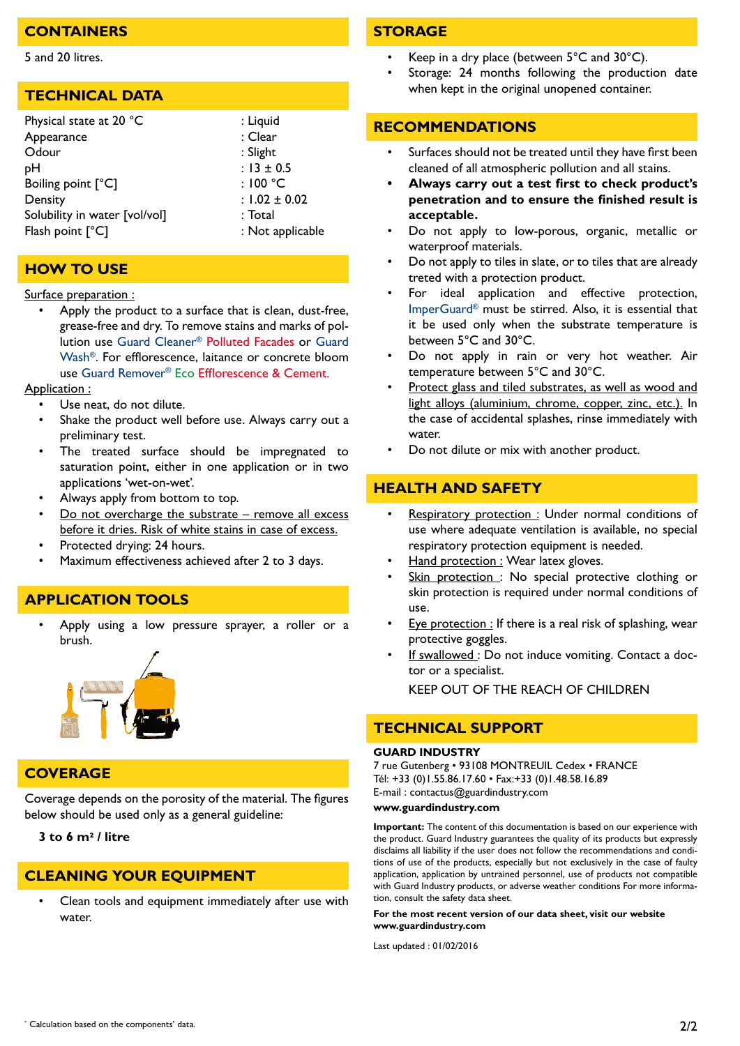## CONTAINERS

5 and 20 litres.

## TECHNICAL DATA

| | |
|---|---|
| Physical state at 20 °C | : Liquid |
| Appearance | : Clear |
| Odour | : Slight |
| pH | : 13 ± 0.5 |
| Boiling point [°C] | : 100 °C |
| Density | : 1.02 ± 0.02 |
| Solubility in water [vol/vol] | : Total |
| Flash point [°C] | : Not applicable |

## HOW TO USE

Surface preparation :

- Apply the product to a surface that is clean, dust-free, grease-free and dry. To remove stains and marks of pollution use Guard Cleaner® Polluted Facades or Guard Wash®. For efflorescence, laitance or concrete bloom use Guard Remover® Eco Efflorescence & Cement.

Application :

- Use neat, do not dilute.
- Shake the product well before use. Always carry out a preliminary test.
- The treated surface should be impregnated to saturation point, either in one application or in two applications 'wet-on-wet'.
- Always apply from bottom to top.
- Do not overcharge the substrate – remove all excess before it dries. Risk of white stains in case of excess.
- Protected drying: 24 hours.
- Maximum effectiveness achieved after 2 to 3 days.

## APPLICATION TOOLS

- Apply using a low pressure sprayer, a roller or a brush.

## COVERAGE

Coverage depends on the porosity of the material. The figures below should be used only as a general guideline:

**3 to 6 m² / litre**

## CLEANING YOUR EQUIPMENT

- Clean tools and equipment immediately after use with water.

## STORAGE

- Keep in a dry place (between 5°C and 30°C).
- Storage: 24 months following the production date when kept in the original unopened container.

## RECOMMENDATIONS

- Surfaces should not be treated until they have first been cleaned of all atmospheric pollution and all stains.
- **Always carry out a test first to check product's penetration and to ensure the finished result is acceptable.**
- Do not apply to low-porous, organic, metallic or waterproof materials.
- Do not apply to tiles in slate, or to tiles that are already treted with a protection product.
- For ideal application and effective protection, ImperGuard® must be stirred. Also, it is essential that it be used only when the substrate temperature is between 5°C and 30°C.
- Do not apply in rain or very hot weather. Air temperature between 5°C and 30°C.
- Protect glass and tiled substrates, as well as wood and light alloys (aluminium, chrome, copper, zinc, etc.). In the case of accidental splashes, rinse immediately with water.
- Do not dilute or mix with another product.

## HEALTH AND SAFETY

- Respiratory protection : Under normal conditions of use where adequate ventilation is available, no special respiratory protection equipment is needed.
- Hand protection : Wear latex gloves.
- Skin protection : No special protective clothing or skin protection is required under normal conditions of use.
- Eye protection : If there is a real risk of splashing, wear protective goggles.
- If swallowed : Do not induce vomiting. Contact a doctor or a specialist.

KEEP OUT OF THE REACH OF CHILDREN

## TECHNICAL SUPPORT

**GUARD INDUSTRY**
7 rue Gutenberg • 93108 MONTREUIL Cedex • FRANCE
Tél: +33 (0)1.55.86.17.60 • Fax:+33 (0)1.48.58.16.89
E-mail : contactus@guardindustry.com
**www.guardindustry.com**

**Important:** The content of this documentation is based on our experience with the product. Guard Industry guarantees the quality of its products but expressly disclaims all liability if the user does not follow the recommendations and conditions of use of the products, especially but not exclusively in the case of faulty application, application by untrained personnel, use of products not compatible with Guard Industry products, or adverse weather conditions For more information, consult the safety data sheet.

**For the most recent version of our data sheet, visit our website www.guardindustry.com**

Last updated : 01/02/2016

* Calculation based on the components' data.